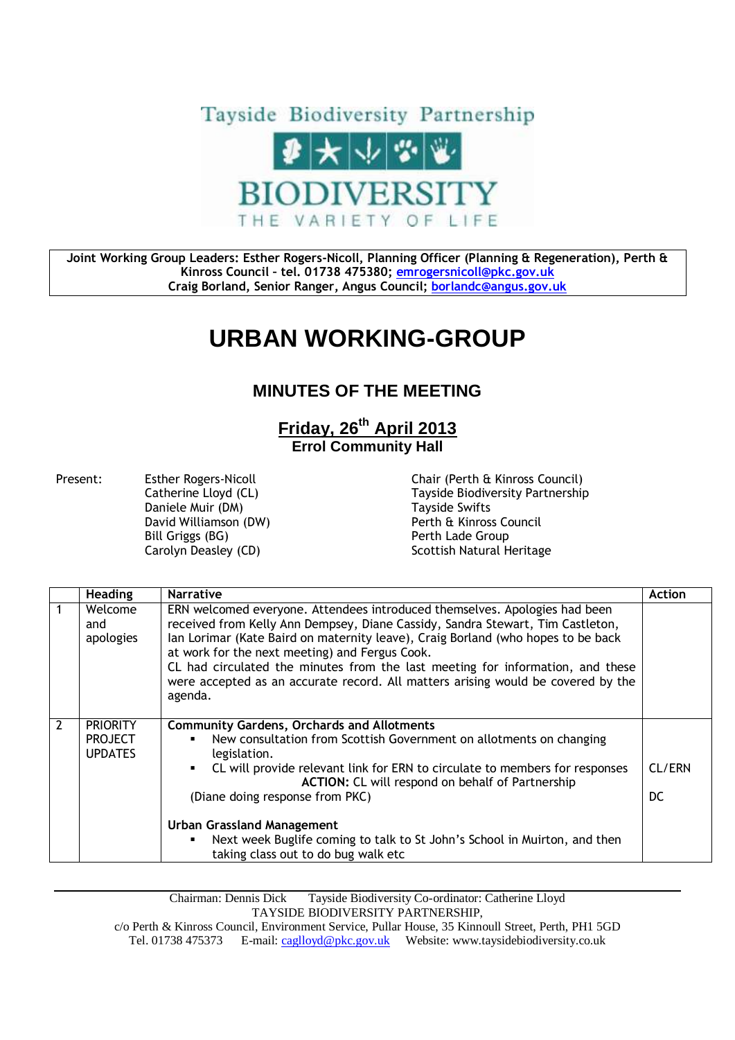Tayside Biodiversity Partnership

BIODIVERSITY

THE VARIETY OF LIFE

**Joint Working Group Leaders: Esther Rogers-Nicoll, Planning Officer (Planning & Regeneration), Perth & Kinross Council – tel. 01738 475380; emrogersnicoll@pkc.gov.uk**
**Craig Borland, Senior Ranger, Angus Council; borlandc@angus.gov.uk**

# URBAN WORKING-GROUP

## MINUTES OF THE MEETING

### Friday, 26th April 2013

**Errol Community Hall**

| Present: | | |
|---|---|---|
| | Esther Rogers-Nicoll | Chair (Perth & Kinross Council) |
| | Catherine Lloyd (CL) | Tayside Biodiversity Partnership |
| | Daniele Muir (DM) | Tayside Swifts |
| | David Williamson (DW) | Perth & Kinross Council |
| | Bill Griggs (BG) | Perth Lade Group |
| | Carolyn Deasley (CD) | Scottish Natural Heritage |

| | Heading | Narrative | Action |
|---|---|---|---|
| 1 | Welcome and apologies | ERN welcomed everyone. Attendees introduced themselves. Apologies had been received from Kelly Ann Dempsey, Diane Cassidy, Sandra Stewart, Tim Castleton, Ian Lorimar (Kate Baird on maternity leave), Craig Borland (who hopes to be back at work for the next meeting) and Fergus Cook.<br>CL had circulated the minutes from the last meeting for information, and these were accepted as an accurate record. All matters arising would be covered by the agenda. | |
| 2 | PRIORITY PROJECT UPDATES | **Community Gardens, Orchards and Allotments**<br>▪ New consultation from Scottish Government on allotments on changing legislation.<br>▪ CL will provide relevant link for ERN to circulate to members for responses<br>**ACTION:** CL will respond on behalf of Partnership<br>(Diane doing response from PKC)<br><br>**Urban Grassland Management**<br>▪ Next week Buglife coming to talk to St John's School in Muirton, and then taking class out to do bug walk etc | CL/ERN<br><br>DC |

Chairman: Dennis Dick  Tayside Biodiversity Co-ordinator: Catherine Lloyd
TAYSIDE BIODIVERSITY PARTNERSHIP,
c/o Perth & Kinross Council, Environment Service, Pullar House, 35 Kinnoull Street, Perth, PH1 5GD
Tel. 01738 475373  E-mail: caglloyd@pkc.gov.uk  Website: www.taysidebiodiversity.co.uk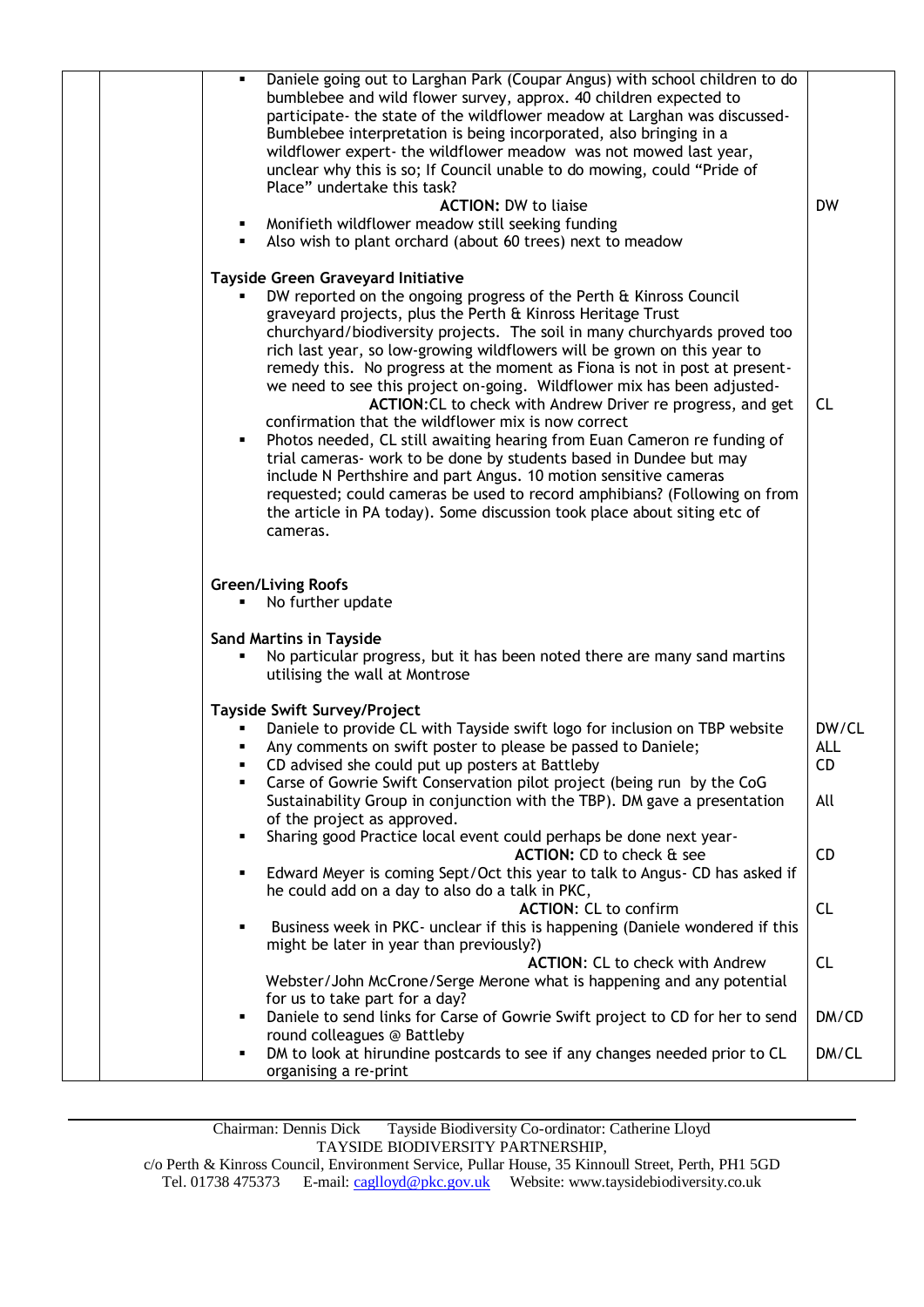| | | | |
|---|---|---|---|
| | | ▪ Daniele going out to Larghan Park (Coupar Angus) with school children to do bumblebee and wild flower survey, approx. 40 children expected to participate- the state of the wildflower meadow at Larghan was discussed- Bumblebee interpretation is being incorporated, also bringing in a wildflower expert- the wildflower meadow was not mowed last year, unclear why this is so; If Council unable to do mowing, could "Pride of Place" undertake this task?<br>**ACTION:** DW to liaise<br>▪ Monifieth wildflower meadow still seeking funding<br>▪ Also wish to plant orchard (about 60 trees) next to meadow | DW |
| | | **Tayside Green Graveyard Initiative**<br>▪ DW reported on the ongoing progress of the Perth & Kinross Council graveyard projects, plus the Perth & Kinross Heritage Trust churchyard/biodiversity projects. The soil in many churchyards proved too rich last year, so low-growing wildflowers will be grown on this year to remedy this. No progress at the moment as Fiona is not in post at present- we need to see this project on-going. Wildflower mix has been adjusted-<br>**ACTION**:CL to check with Andrew Driver re progress, and get confirmation that the wildflower mix is now correct<br>▪ Photos needed, CL still awaiting hearing from Euan Cameron re funding of trial cameras- work to be done by students based in Dundee but may include N Perthshire and part Angus. 10 motion sensitive cameras requested; could cameras be used to record amphibians? (Following on from the article in PA today). Some discussion took place about siting etc of cameras. | CL |
| | | **Green/Living Roofs**<br>▪ No further update | |
| | | **Sand Martins in Tayside**<br>▪ No particular progress, but it has been noted there are many sand martins utilising the wall at Montrose | |
| | | **Tayside Swift Survey/Project**<br>▪ Daniele to provide CL with Tayside swift logo for inclusion on TBP website<br>▪ Any comments on swift poster to please be passed to Daniele;<br>▪ CD advised she could put up posters at Battleby<br>▪ Carse of Gowrie Swift Conservation pilot project (being run by the CoG Sustainability Group in conjunction with the TBP). DM gave a presentation of the project as approved. | DW/CL<br>ALL<br>CD<br>All |
| | | ▪ Sharing good Practice local event could perhaps be done next year-<br>**ACTION:** CD to check & see | CD |
| | | ▪ Edward Meyer is coming Sept/Oct this year to talk to Angus- CD has asked if he could add on a day to also do a talk in PKC,<br>**ACTION:** CL to confirm | CL |
| | | ▪ Business week in PKC- unclear if this is happening (Daniele wondered if this might be later in year than previously?)<br>**ACTION**: CL to check with Andrew Webster/John McCrone/Serge Merone what is happening and any potential for us to take part for a day? | CL |
| | | ▪ Daniele to send links for Carse of Gowrie Swift project to CD for her to send round colleagues @ Battleby | DM/CD |
| | | ▪ DM to look at hirundine postcards to see if any changes needed prior to CL organising a re-print | DM/CL |

Chairman: Dennis Dick Tayside Biodiversity Co-ordinator: Catherine Lloyd
TAYSIDE BIODIVERSITY PARTNERSHIP,
c/o Perth & Kinross Council, Environment Service, Pullar House, 35 Kinnoull Street, Perth, PH1 5GD
Tel. 01738 475373 E-mail: caglloyd@pkc.gov.uk Website: www.taysidebiodiversity.co.uk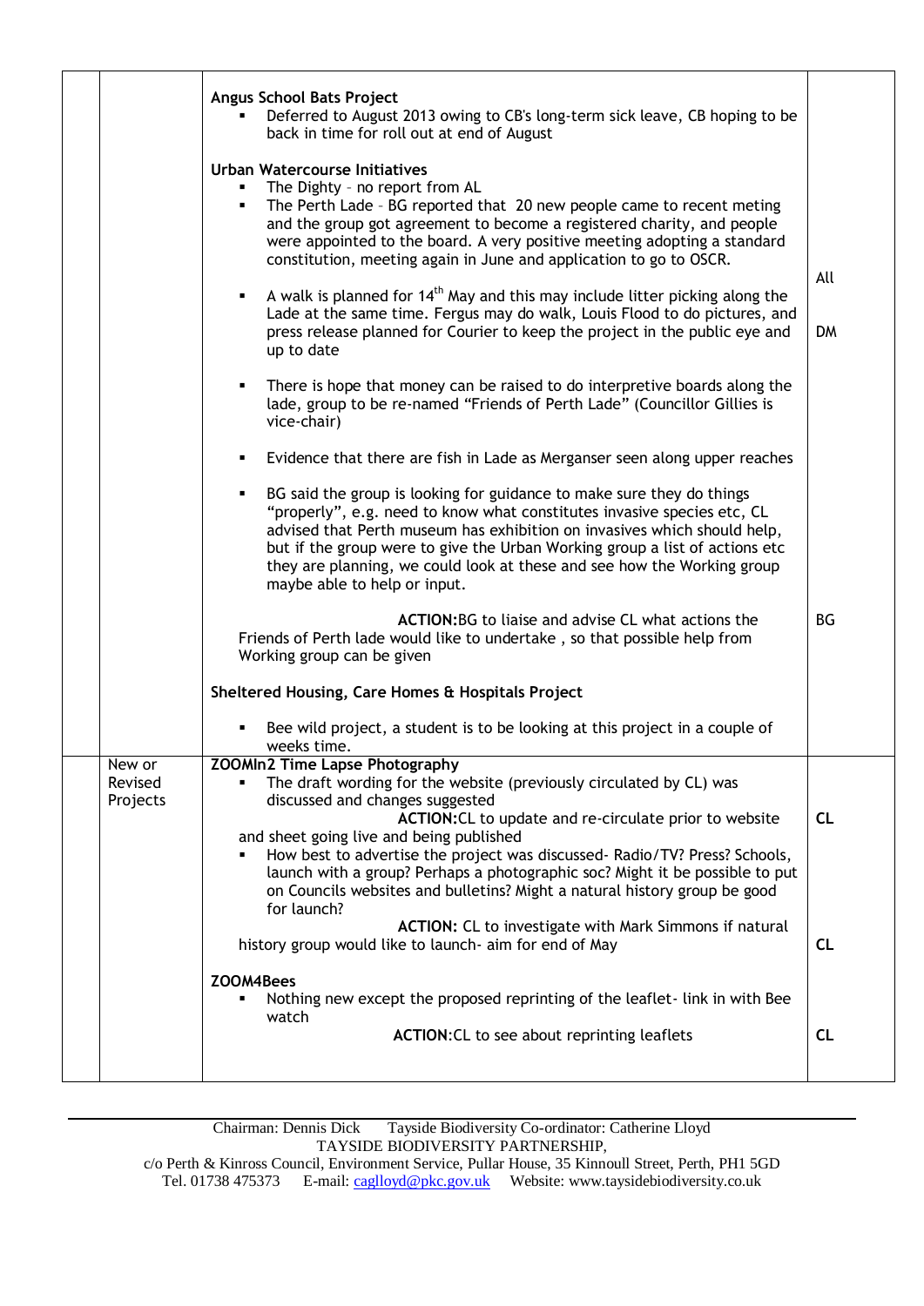| | | | |
|---|---|---|---|
| | | **Angus School Bats Project**<br>▪ Deferred to August 2013 owing to CB's long-term sick leave, CB hoping to be back in time for roll out at end of August<br><br>**Urban Watercourse Initiatives**<br>▪ The Dighty – no report from AL<br>▪ The Perth Lade – BG reported that 20 new people came to recent meting and the group got agreement to become a registered charity, and people were appointed to the board. A very positive meeting adopting a standard constitution, meeting again in June and application to go to OSCR.<br>▪ A walk is planned for 14th May and this may include litter picking along the Lade at the same time. Fergus may do walk, Louis Flood to do pictures, and press release planned for Courier to keep the project in the public eye and up to date<br>▪ There is hope that money can be raised to do interpretive boards along the lade, group to be re-named "Friends of Perth Lade" (Councillor Gillies is vice-chair)<br>▪ Evidence that there are fish in Lade as Merganser seen along upper reaches<br>▪ BG said the group is looking for guidance to make sure they do things "properly", e.g. need to know what constitutes invasive species etc, CL advised that Perth museum has exhibition on invasives which should help, but if the group were to give the Urban Working group a list of actions etc they are planning, we could look at these and see how the Working group maybe able to help or input.<br><br>**ACTION:**BG to liaise and advise CL what actions the Friends of Perth lade would like to undertake , so that possible help from Working group can be given<br><br>**Sheltered Housing, Care Homes & Hospitals Project**<br>▪ Bee wild project, a student is to be looking at this project in a couple of weeks time. | All<br><br>DM<br><br><br><br><br><br>BG |
| | New or Revised Projects | **ZOOMIn2 Time Lapse Photography**<br>▪ The draft wording for the website (previously circulated by CL) was discussed and changes suggested<br>**ACTION:**CL to update and re-circulate prior to website and sheet going live and being published<br>▪ How best to advertise the project was discussed- Radio/TV? Press? Schools, launch with a group? Perhaps a photographic soc? Might it be possible to put on Councils websites and bulletins? Might a natural history group be good for launch?<br>**ACTION:** CL to investigate with Mark Simmons if natural history group would like to launch- aim for end of May<br><br>**ZOOM4Bees**<br>▪ Nothing new except the proposed reprinting of the leaflet- link in with Bee watch<br>**ACTION:**CL to see about reprinting leaflets | **CL**<br><br><br><br>**CL**<br><br><br>**CL** |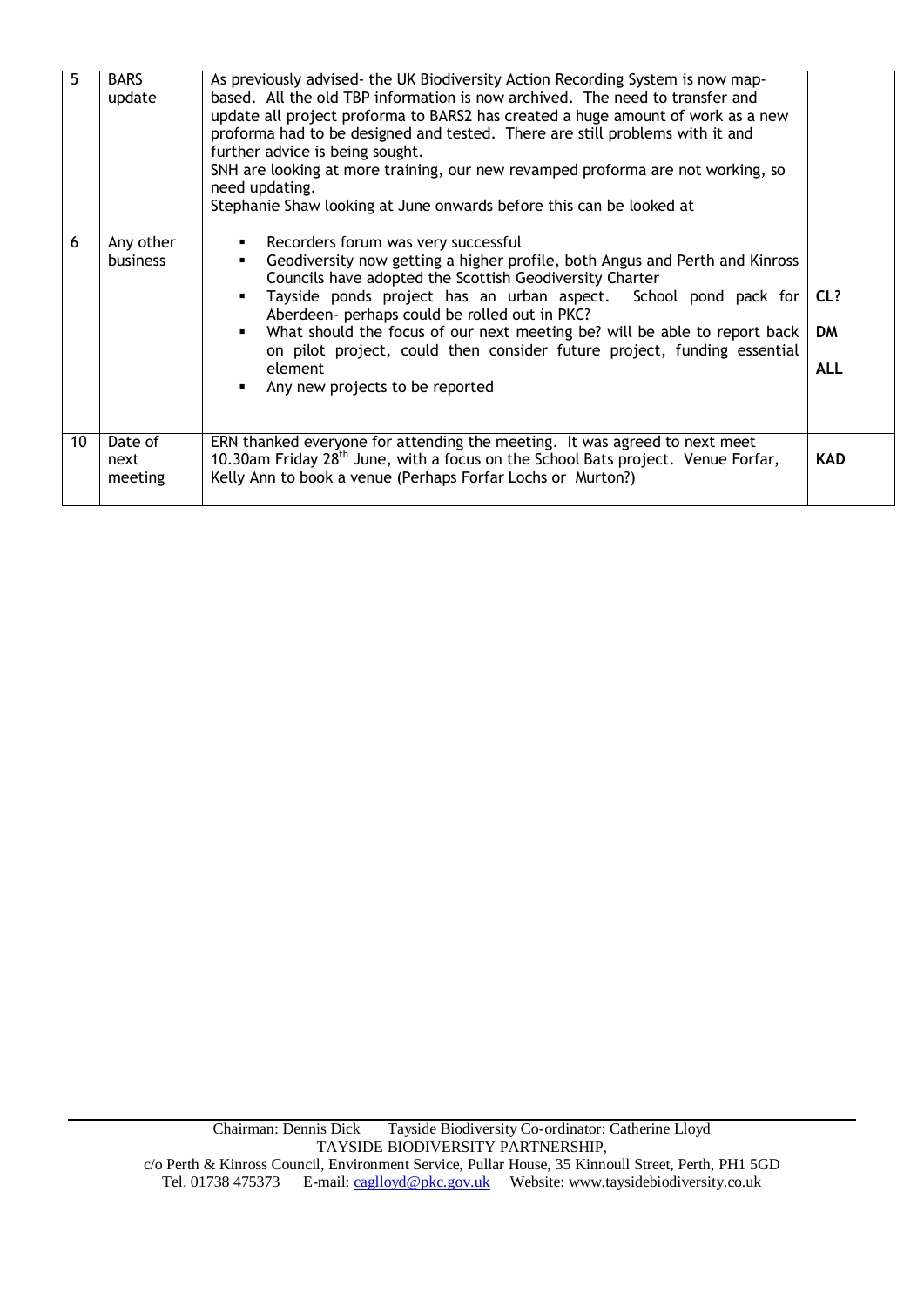| | | | |
|---|---|---|---|
| 5 | BARS update | As previously advised- the UK Biodiversity Action Recording System is now map-based. All the old TBP information is now archived. The need to transfer and update all project proforma to BARS2 has created a huge amount of work as a new proforma had to be designed and tested. There are still problems with it and further advice is being sought.<br>SNH are looking at more training, our new revamped proforma are not working, so need updating.<br>Stephanie Shaw looking at June onwards before this can be looked at | |
| 6 | Any other business | ▪ Recorders forum was very successful<br>▪ Geodiversity now getting a higher profile, both Angus and Perth and Kinross Councils have adopted the Scottish Geodiversity Charter<br>▪ Tayside ponds project has an urban aspect. School pond pack for Aberdeen- perhaps could be rolled out in PKC?<br>▪ What should the focus of our next meeting be? will be able to report back on pilot project, could then consider future project, funding essential element<br>▪ Any new projects to be reported | **CL?**<br><br>**DM**<br><br>**ALL** |
| 10 | Date of next meeting | ERN thanked everyone for attending the meeting. It was agreed to next meet 10.30am Friday 28th June, with a focus on the School Bats project. Venue Forfar, Kelly Ann to book a venue (Perhaps Forfar Lochs or Murton?) | **KAD** |

Chairman: Dennis Dick Tayside Biodiversity Co-ordinator: Catherine Lloyd
TAYSIDE BIODIVERSITY PARTNERSHIP,
c/o Perth & Kinross Council, Environment Service, Pullar House, 35 Kinnoull Street, Perth, PH1 5GD
Tel. 01738 475373 E-mail: caglloyd@pkc.gov.uk Website: www.taysidebiodiversity.co.uk